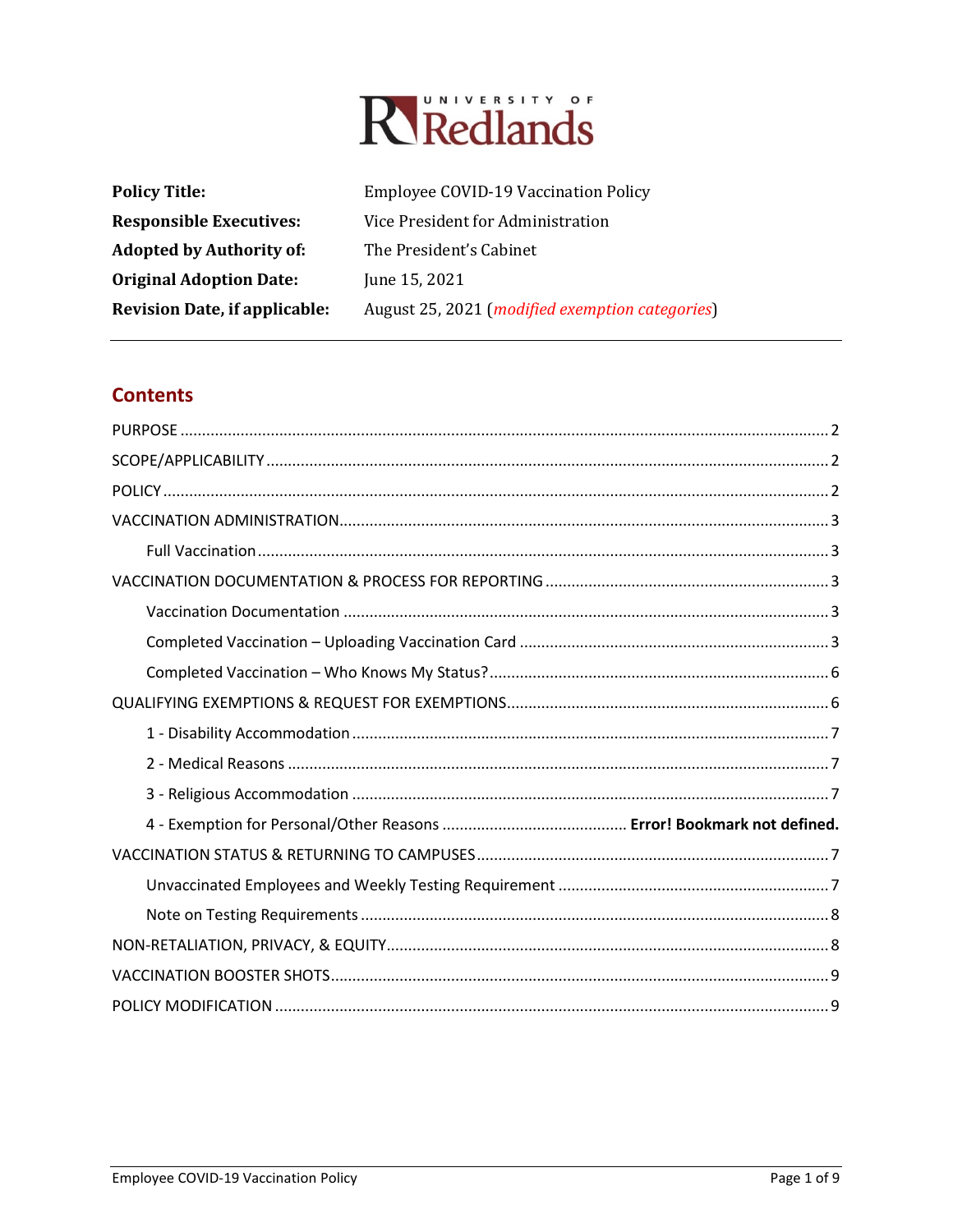UNIVERSITY OF Redlands

| Policy Title: | Employee COVID-19 Vaccination Policy |
| --- | --- |
| Responsible Executives: | Vice President for Administration |
| Adopted by Authority of: | The President's Cabinet |
| Original Adoption Date: | June 15, 2021 |
| Revision Date, if applicable: | August 25, 2021 (*modified exemption categories*) |

## Contents

PURPOSE ..... 2

SCOPE/APPLICABILITY ..... 2

POLICY ..... 2

VACCINATION ADMINISTRATION ..... 3

- Full Vaccination ..... 3

VACCINATION DOCUMENTATION & PROCESS FOR REPORTING ..... 3

- Vaccination Documentation ..... 3
- Completed Vaccination – Uploading Vaccination Card ..... 3
- Completed Vaccination – Who Knows My Status? ..... 6

QUALIFYING EXEMPTIONS & REQUEST FOR EXEMPTIONS ..... 6

- 1 - Disability Accommodation ..... 7
- 2 - Medical Reasons ..... 7
- 3 - Religious Accommodation ..... 7
- 4 - Exemption for Personal/Other Reasons ..... **Error! Bookmark not defined.**

VACCINATION STATUS & RETURNING TO CAMPUSES ..... 7

- Unvaccinated Employees and Weekly Testing Requirement ..... 7
- Note on Testing Requirements ..... 8

NON-RETALIATION, PRIVACY, & EQUITY ..... 8

VACCINATION BOOSTER SHOTS ..... 9

POLICY MODIFICATION ..... 9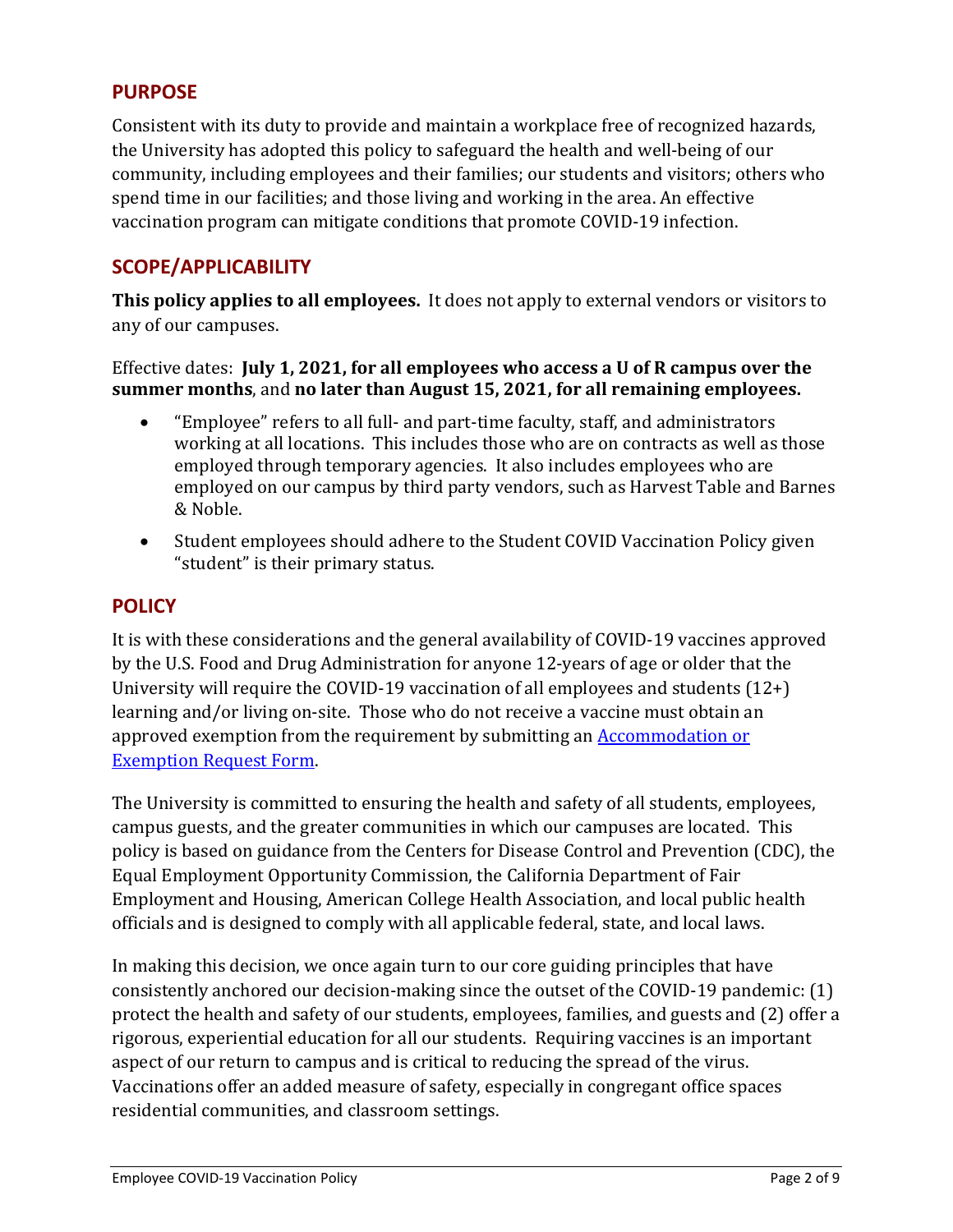## PURPOSE

Consistent with its duty to provide and maintain a workplace free of recognized hazards, the University has adopted this policy to safeguard the health and well-being of our community, including employees and their families; our students and visitors; others who spend time in our facilities; and those living and working in the area. An effective vaccination program can mitigate conditions that promote COVID-19 infection.

## SCOPE/APPLICABILITY

**This policy applies to all employees.** It does not apply to external vendors or visitors to any of our campuses.

Effective dates: **July 1, 2021, for all employees who access a U of R campus over the summer months**, and **no later than August 15, 2021, for all remaining employees.**

- "Employee" refers to all full- and part-time faculty, staff, and administrators working at all locations. This includes those who are on contracts as well as those employed through temporary agencies. It also includes employees who are employed on our campus by third party vendors, such as Harvest Table and Barnes & Noble.
- Student employees should adhere to the Student COVID Vaccination Policy given "student" is their primary status.

## POLICY

It is with these considerations and the general availability of COVID-19 vaccines approved by the U.S. Food and Drug Administration for anyone 12-years of age or older that the University will require the COVID-19 vaccination of all employees and students (12+) learning and/or living on-site. Those who do not receive a vaccine must obtain an approved exemption from the requirement by submitting an [Accommodation or Exemption Request Form](#).

The University is committed to ensuring the health and safety of all students, employees, campus guests, and the greater communities in which our campuses are located. This policy is based on guidance from the Centers for Disease Control and Prevention (CDC), the Equal Employment Opportunity Commission, the California Department of Fair Employment and Housing, American College Health Association, and local public health officials and is designed to comply with all applicable federal, state, and local laws.

In making this decision, we once again turn to our core guiding principles that have consistently anchored our decision-making since the outset of the COVID-19 pandemic: (1) protect the health and safety of our students, employees, families, and guests and (2) offer a rigorous, experiential education for all our students. Requiring vaccines is an important aspect of our return to campus and is critical to reducing the spread of the virus. Vaccinations offer an added measure of safety, especially in congregant office spaces residential communities, and classroom settings.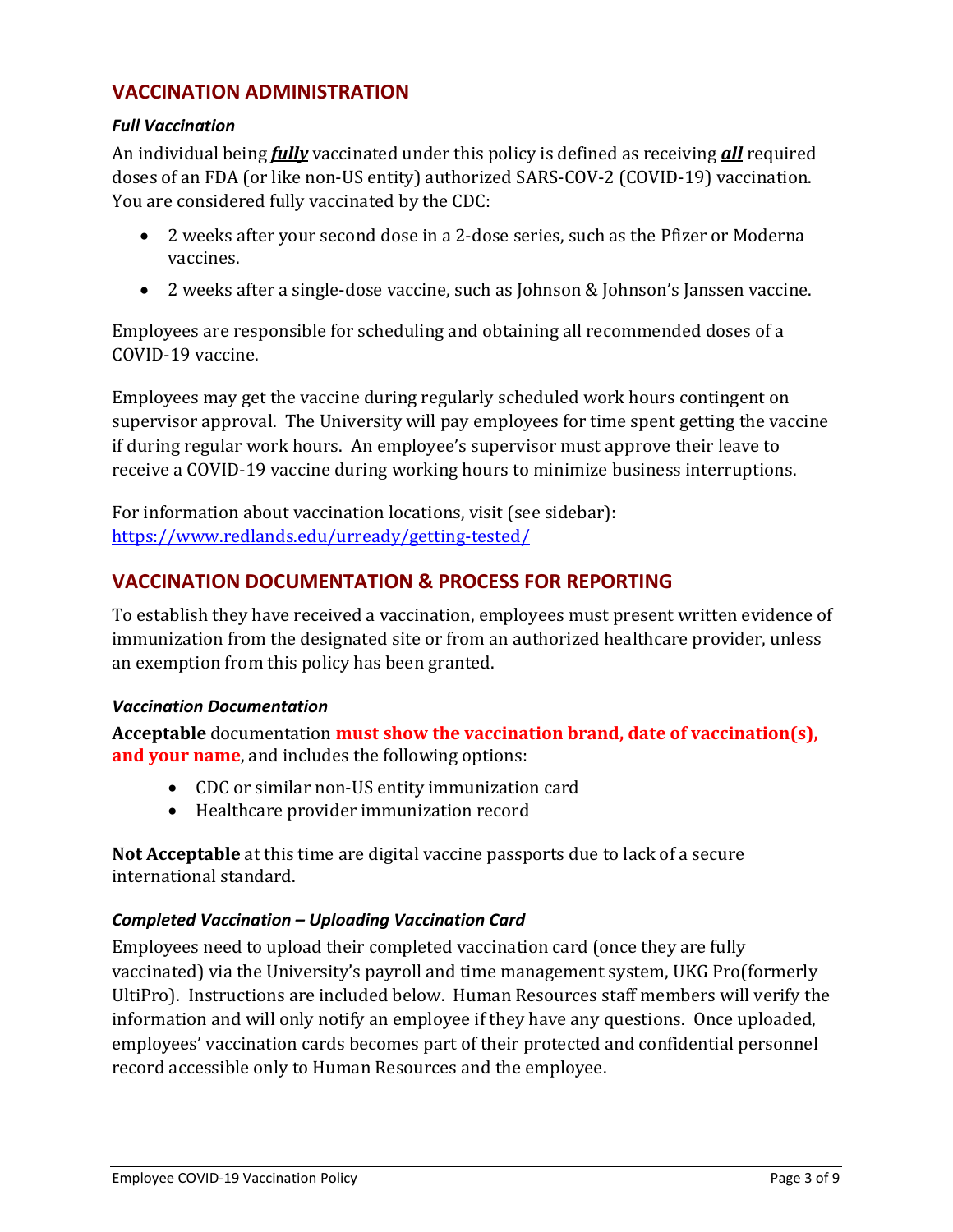## VACCINATION ADMINISTRATION

### *Full Vaccination*

An individual being ***fully*** vaccinated under this policy is defined as receiving ***all*** required doses of an FDA (or like non-US entity) authorized SARS-COV-2 (COVID-19) vaccination. You are considered fully vaccinated by the CDC:

- 2 weeks after your second dose in a 2-dose series, such as the Pfizer or Moderna vaccines.
- 2 weeks after a single-dose vaccine, such as Johnson & Johnson's Janssen vaccine.

Employees are responsible for scheduling and obtaining all recommended doses of a COVID-19 vaccine.

Employees may get the vaccine during regularly scheduled work hours contingent on supervisor approval. The University will pay employees for time spent getting the vaccine if during regular work hours. An employee's supervisor must approve their leave to receive a COVID-19 vaccine during working hours to minimize business interruptions.

For information about vaccination locations, visit (see sidebar): https://www.redlands.edu/urready/getting-tested/

## VACCINATION DOCUMENTATION & PROCESS FOR REPORTING

To establish they have received a vaccination, employees must present written evidence of immunization from the designated site or from an authorized healthcare provider, unless an exemption from this policy has been granted.

### *Vaccination Documentation*

**Acceptable** documentation **must show the vaccination brand, date of vaccination(s), and your name**, and includes the following options:

- CDC or similar non-US entity immunization card
- Healthcare provider immunization record

**Not Acceptable** at this time are digital vaccine passports due to lack of a secure international standard.

### *Completed Vaccination – Uploading Vaccination Card*

Employees need to upload their completed vaccination card (once they are fully vaccinated) via the University's payroll and time management system, UKG Pro(formerly UltiPro). Instructions are included below. Human Resources staff members will verify the information and will only notify an employee if they have any questions. Once uploaded, employees' vaccination cards becomes part of their protected and confidential personnel record accessible only to Human Resources and the employee.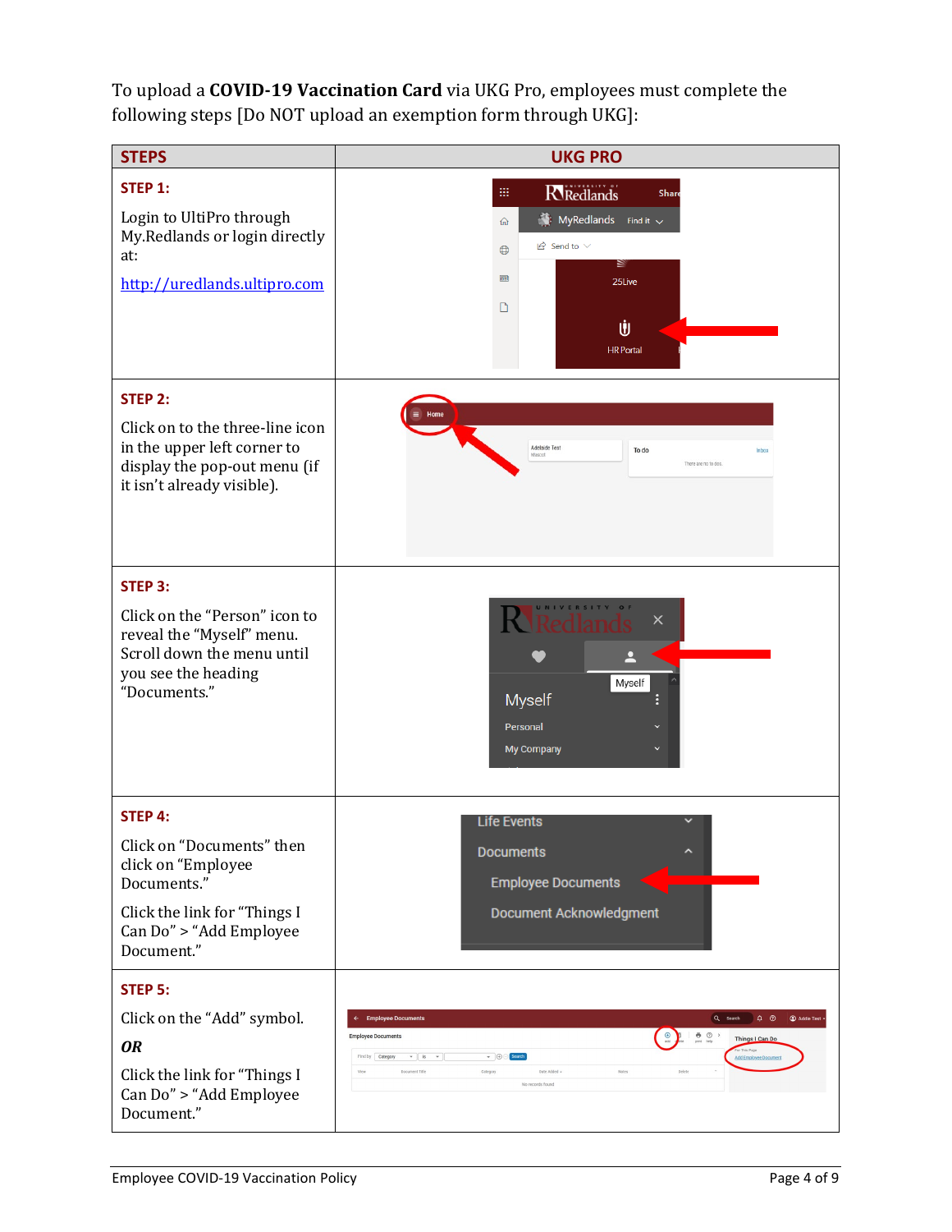To upload a **COVID-19 Vaccination Card** via UKG Pro, employees must complete the following steps [Do NOT upload an exemption form through UKG]:

| STEPS | UKG PRO |
|---|---|
| **STEP 1:**<br><br>Login to UltiPro through My.Redlands or login directly at:<br><br>http://uredlands.ultipro.com | |
| **STEP 2:**<br><br>Click on to the three-line icon in the upper left corner to display the pop-out menu (if it isn't already visible). | |
| **STEP 3:**<br><br>Click on the "Person" icon to reveal the "Myself" menu. Scroll down the menu until you see the heading "Documents." | |
| **STEP 4:**<br><br>Click on "Documents" then click on "Employee Documents."<br><br>Click the link for "Things I Can Do" > "Add Employee Document." | |
| **STEP 5:**<br><br>Click on the "Add" symbol.<br><br>***OR***<br><br>Click the link for "Things I Can Do" > "Add Employee Document." | |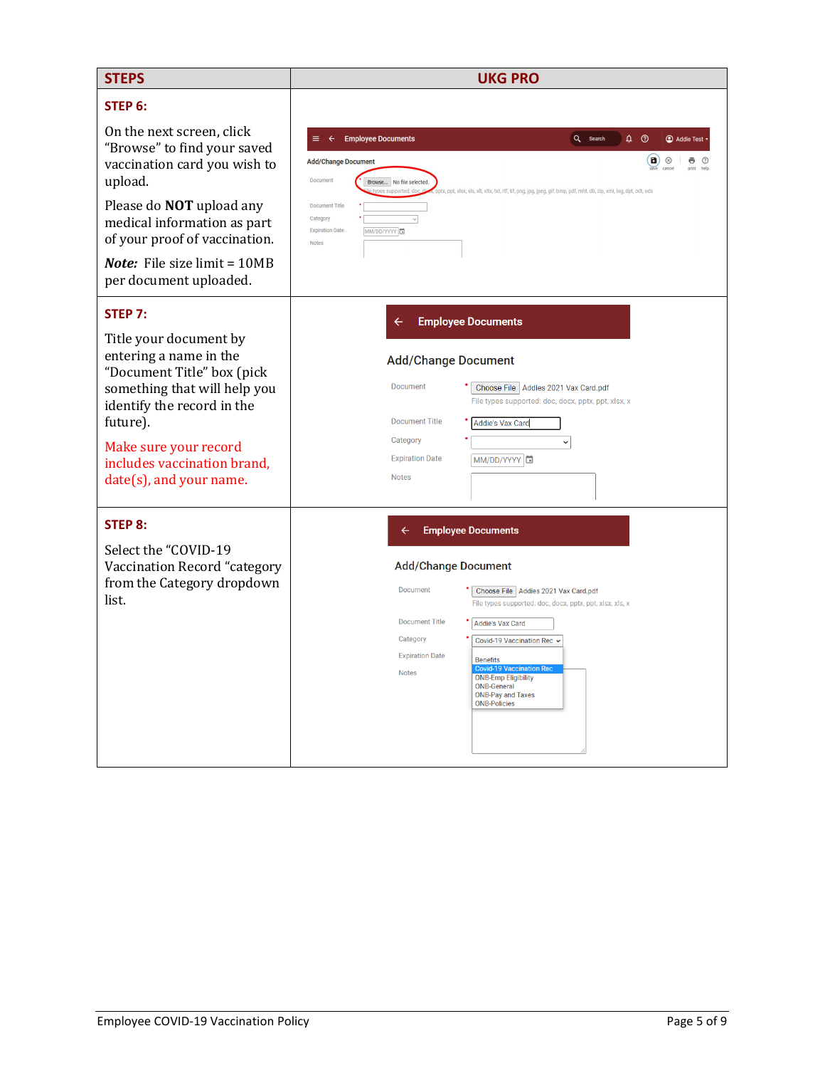| STEPS | UKG PRO |
|---|---|
| **STEP 6:**<br><br>On the next screen, click "Browse" to find your saved vaccination card you wish to upload.<br><br>Please do **NOT** upload any medical information as part of your proof of vaccination.<br><br>***Note:*** File size limit = 10MB per document uploaded. | |
| **STEP 7:**<br><br>Title your document by entering a name in the "Document Title" box (pick something that will help you identify the record in the future).<br><br>Make sure your record includes vaccination brand, date(s), and your name. | |
| **STEP 8:**<br><br>Select the "COVID-19 Vaccination Record "category from the Category dropdown list. | |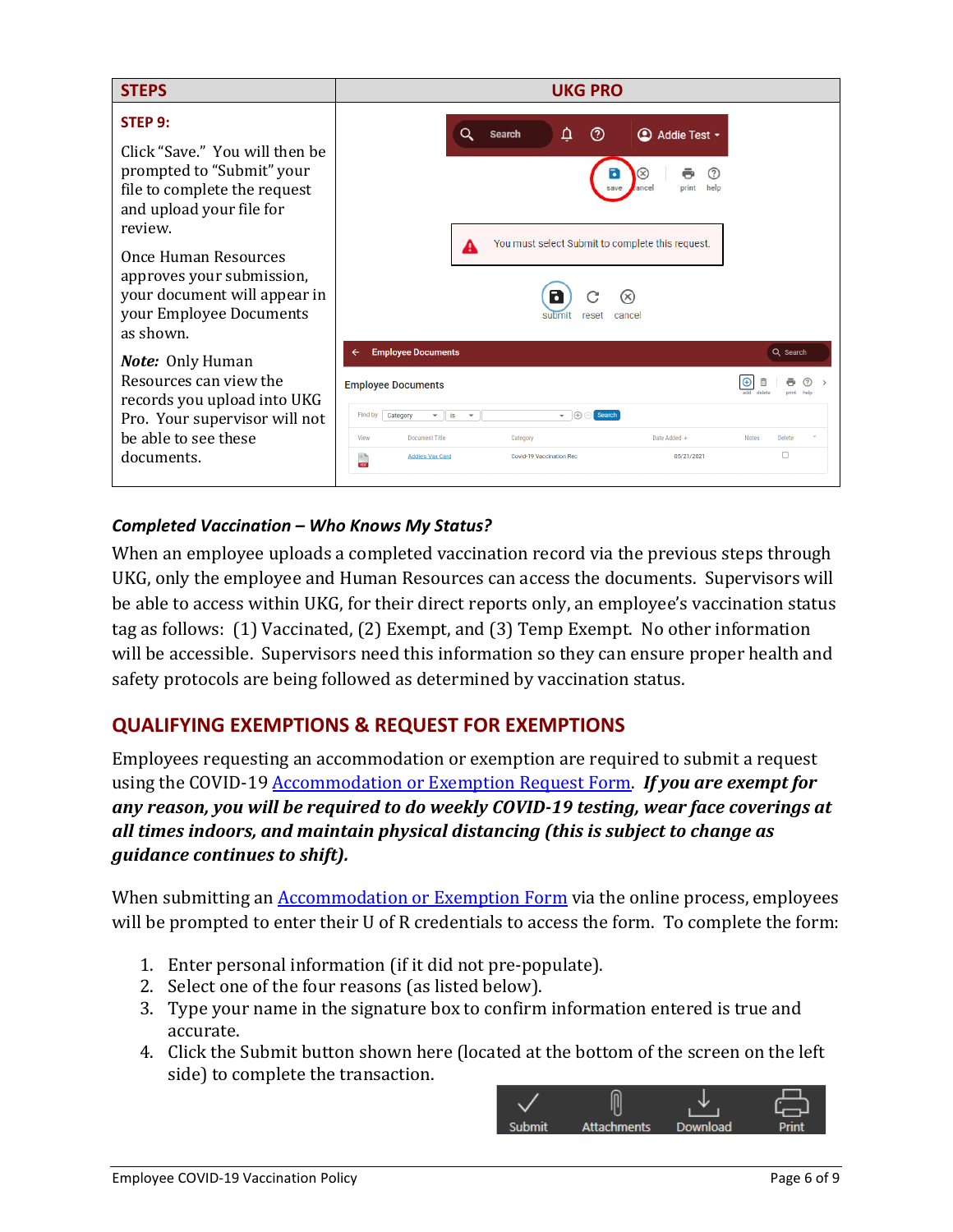| STEPS | UKG PRO |
|---|---|
| **STEP 9:**<br><br>Click "Save." You will then be prompted to "Submit" your file to complete the request and upload your file for review.<br><br>Once Human Resources approves your submission, your document will appear in your Employee Documents as shown.<br><br>***Note:*** Only Human Resources can view the records you upload into UKG Pro. Your supervisor will not be able to see these documents. | |

### *Completed Vaccination – Who Knows My Status?*

When an employee uploads a completed vaccination record via the previous steps through UKG, only the employee and Human Resources can access the documents. Supervisors will be able to access within UKG, for their direct reports only, an employee's vaccination status tag as follows: (1) Vaccinated, (2) Exempt, and (3) Temp Exempt. No other information will be accessible. Supervisors need this information so they can ensure proper health and safety protocols are being followed as determined by vaccination status.

## QUALIFYING EXEMPTIONS & REQUEST FOR EXEMPTIONS

Employees requesting an accommodation or exemption are required to submit a request using the COVID-19 Accommodation or Exemption Request Form. ***If you are exempt for any reason, you will be required to do weekly COVID-19 testing, wear face coverings at all times indoors, and maintain physical distancing (this is subject to change as guidance continues to shift).***

When submitting an Accommodation or Exemption Form via the online process, employees will be prompted to enter their U of R credentials to access the form. To complete the form:

1. Enter personal information (if it did not pre-populate).
2. Select one of the four reasons (as listed below).
3. Type your name in the signature box to confirm information entered is true and accurate.
4. Click the Submit button shown here (located at the bottom of the screen on the left side) to complete the transaction.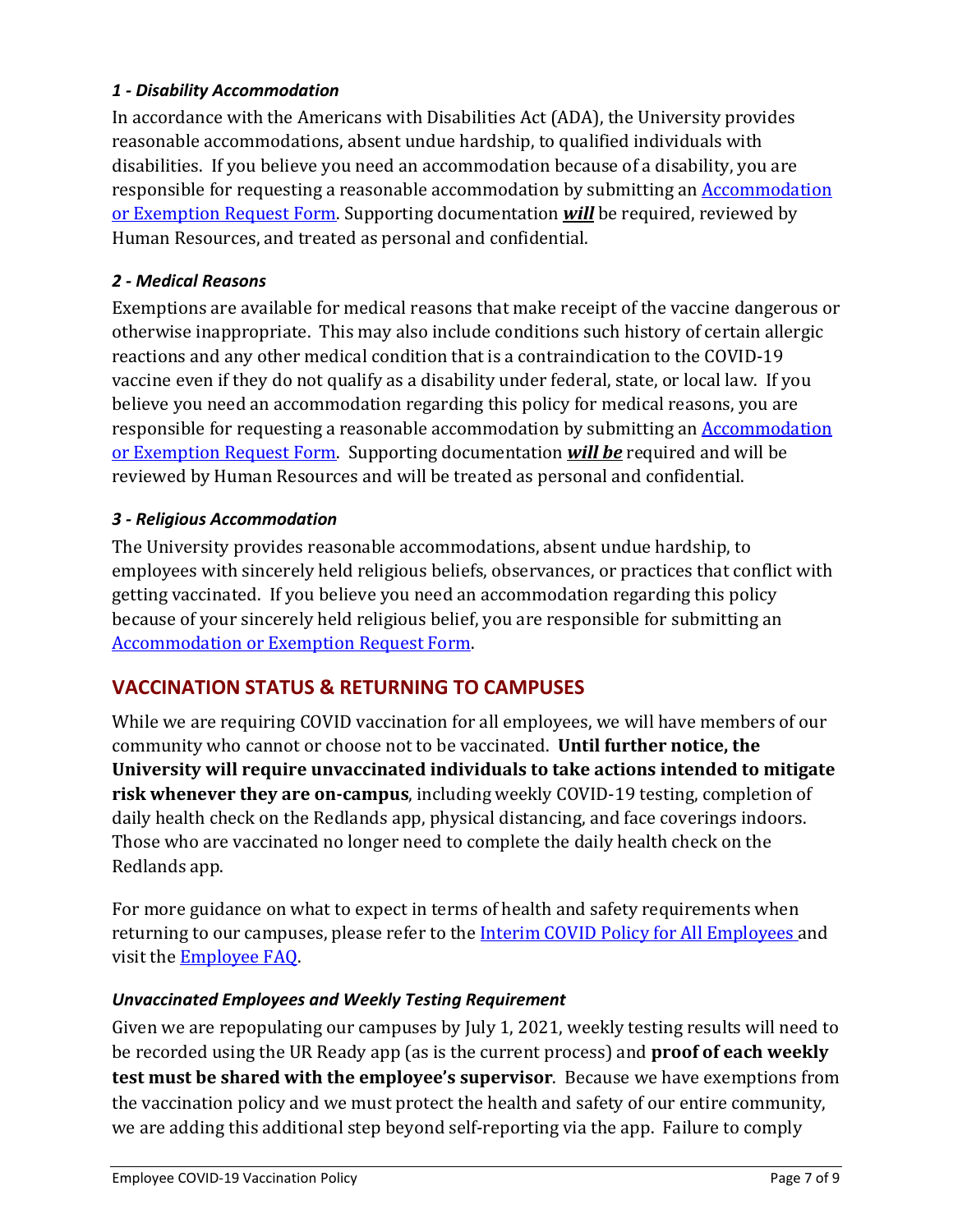### *1 - Disability Accommodation*

In accordance with the Americans with Disabilities Act (ADA), the University provides reasonable accommodations, absent undue hardship, to qualified individuals with disabilities. If you believe you need an accommodation because of a disability, you are responsible for requesting a reasonable accommodation by submitting an Accommodation or Exemption Request Form. Supporting documentation ***will*** be required, reviewed by Human Resources, and treated as personal and confidential.

### *2 - Medical Reasons*

Exemptions are available for medical reasons that make receipt of the vaccine dangerous or otherwise inappropriate. This may also include conditions such history of certain allergic reactions and any other medical condition that is a contraindication to the COVID-19 vaccine even if they do not qualify as a disability under federal, state, or local law. If you believe you need an accommodation regarding this policy for medical reasons, you are responsible for requesting a reasonable accommodation by submitting an Accommodation or Exemption Request Form. Supporting documentation ***will be*** required and will be reviewed by Human Resources and will be treated as personal and confidential.

### *3 - Religious Accommodation*

The University provides reasonable accommodations, absent undue hardship, to employees with sincerely held religious beliefs, observances, or practices that conflict with getting vaccinated. If you believe you need an accommodation regarding this policy because of your sincerely held religious belief, you are responsible for submitting an Accommodation or Exemption Request Form.

## VACCINATION STATUS & RETURNING TO CAMPUSES

While we are requiring COVID vaccination for all employees, we will have members of our community who cannot or choose not to be vaccinated. **Until further notice, the University will require unvaccinated individuals to take actions intended to mitigate risk whenever they are on-campus**, including weekly COVID-19 testing, completion of daily health check on the Redlands app, physical distancing, and face coverings indoors. Those who are vaccinated no longer need to complete the daily health check on the Redlands app.

For more guidance on what to expect in terms of health and safety requirements when returning to our campuses, please refer to the Interim COVID Policy for All Employees and visit the Employee FAQ.

### *Unvaccinated Employees and Weekly Testing Requirement*

Given we are repopulating our campuses by July 1, 2021, weekly testing results will need to be recorded using the UR Ready app (as is the current process) and **proof of each weekly test must be shared with the employee's supervisor**. Because we have exemptions from the vaccination policy and we must protect the health and safety of our entire community, we are adding this additional step beyond self-reporting via the app. Failure to comply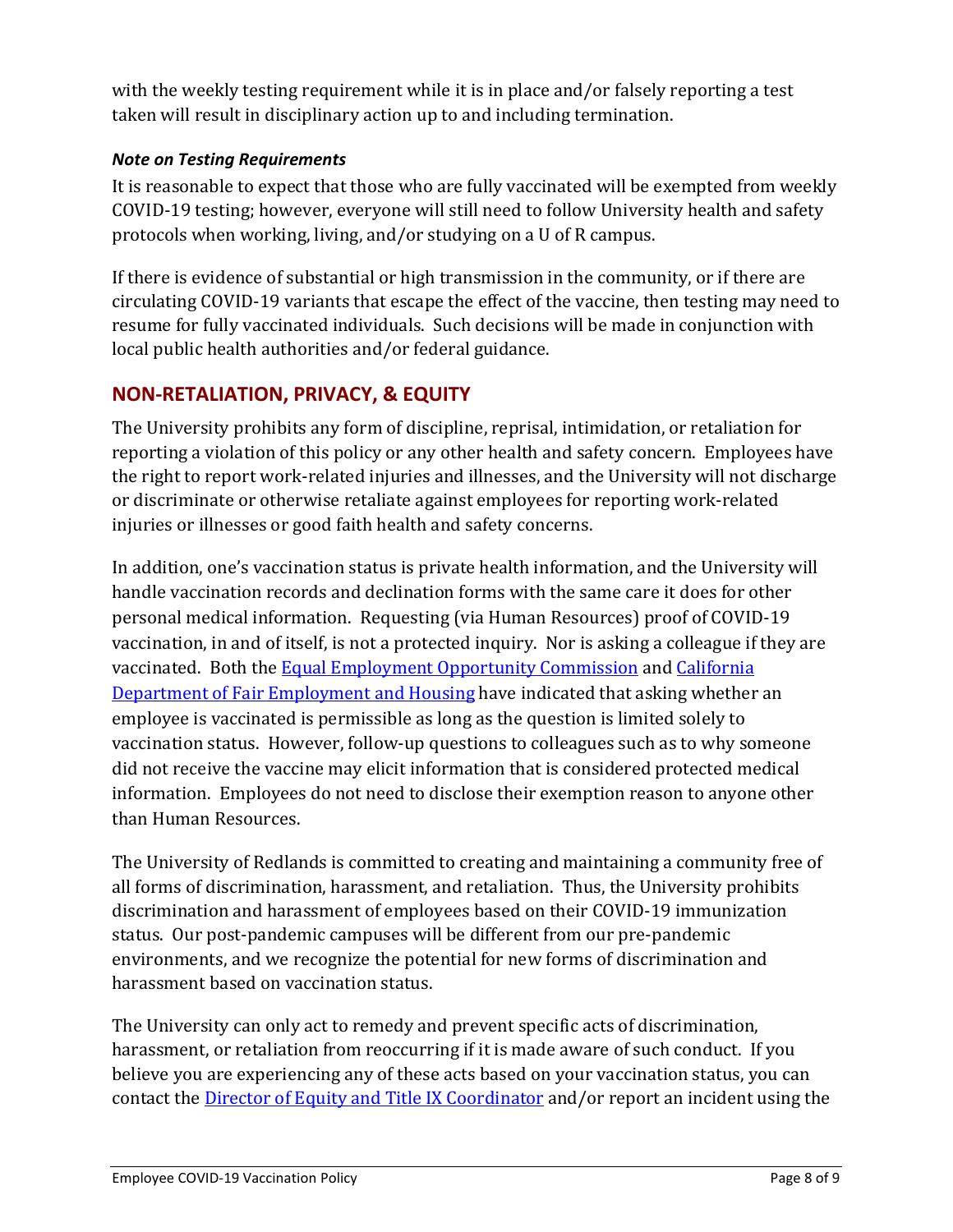with the weekly testing requirement while it is in place and/or falsely reporting a test taken will result in disciplinary action up to and including termination.

### *Note on Testing Requirements*

It is reasonable to expect that those who are fully vaccinated will be exempted from weekly COVID-19 testing; however, everyone will still need to follow University health and safety protocols when working, living, and/or studying on a U of R campus.

If there is evidence of substantial or high transmission in the community, or if there are circulating COVID-19 variants that escape the effect of the vaccine, then testing may need to resume for fully vaccinated individuals. Such decisions will be made in conjunction with local public health authorities and/or federal guidance.

## NON-RETALIATION, PRIVACY, & EQUITY

The University prohibits any form of discipline, reprisal, intimidation, or retaliation for reporting a violation of this policy or any other health and safety concern. Employees have the right to report work-related injuries and illnesses, and the University will not discharge or discriminate or otherwise retaliate against employees for reporting work-related injuries or illnesses or good faith health and safety concerns.

In addition, one's vaccination status is private health information, and the University will handle vaccination records and declination forms with the same care it does for other personal medical information. Requesting (via Human Resources) proof of COVID-19 vaccination, in and of itself, is not a protected inquiry. Nor is asking a colleague if they are vaccinated. Both the Equal Employment Opportunity Commission and California Department of Fair Employment and Housing have indicated that asking whether an employee is vaccinated is permissible as long as the question is limited solely to vaccination status. However, follow-up questions to colleagues such as to why someone did not receive the vaccine may elicit information that is considered protected medical information. Employees do not need to disclose their exemption reason to anyone other than Human Resources.

The University of Redlands is committed to creating and maintaining a community free of all forms of discrimination, harassment, and retaliation. Thus, the University prohibits discrimination and harassment of employees based on their COVID-19 immunization status. Our post-pandemic campuses will be different from our pre-pandemic environments, and we recognize the potential for new forms of discrimination and harassment based on vaccination status.

The University can only act to remedy and prevent specific acts of discrimination, harassment, or retaliation from reoccurring if it is made aware of such conduct. If you believe you are experiencing any of these acts based on your vaccination status, you can contact the Director of Equity and Title IX Coordinator and/or report an incident using the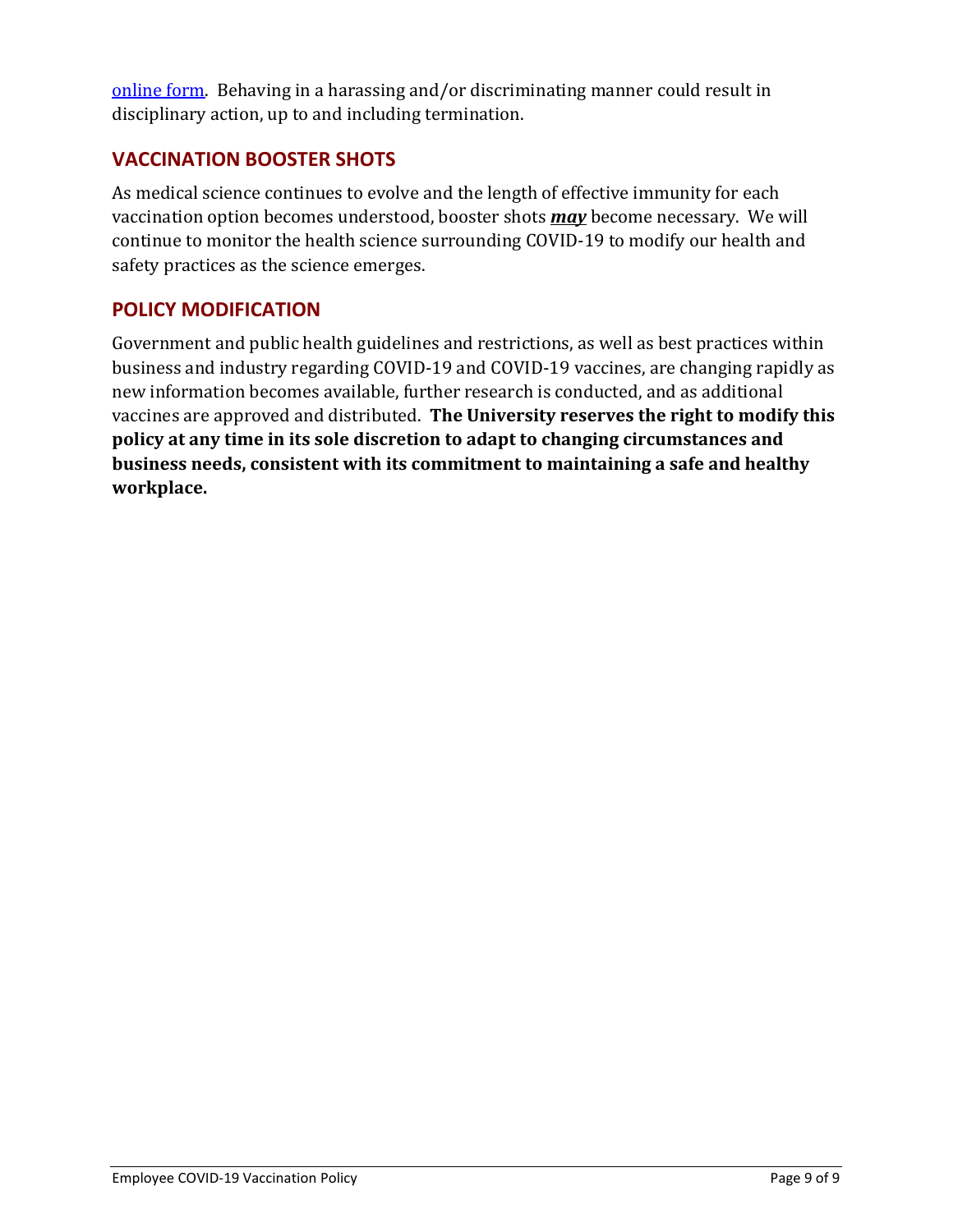[online form](). Behaving in a harassing and/or discriminating manner could result in disciplinary action, up to and including termination.

## VACCINATION BOOSTER SHOTS

As medical science continues to evolve and the length of effective immunity for each vaccination option becomes understood, booster shots ***may*** become necessary. We will continue to monitor the health science surrounding COVID-19 to modify our health and safety practices as the science emerges.

## POLICY MODIFICATION

Government and public health guidelines and restrictions, as well as best practices within business and industry regarding COVID-19 and COVID-19 vaccines, are changing rapidly as new information becomes available, further research is conducted, and as additional vaccines are approved and distributed. **The University reserves the right to modify this policy at any time in its sole discretion to adapt to changing circumstances and business needs, consistent with its commitment to maintaining a safe and healthy workplace.**